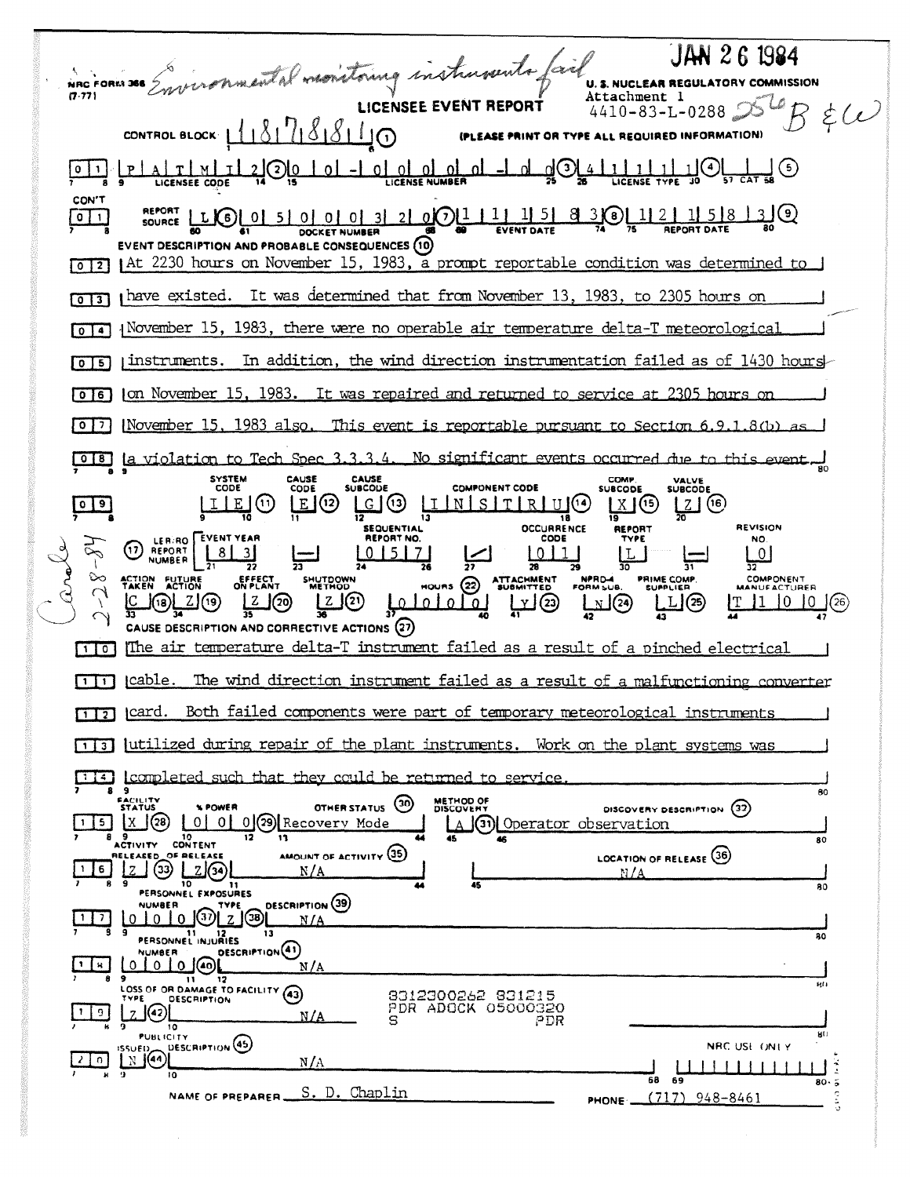Environmental monitoring instruments fail

JAN 26 1984

NRC FORM 366 (7-77)

U. S. NUCLEAR REGULATORY COMMISSION

**LICENSEE EVENT REPORT**

Attachment 1
4410-83-L-0288 256 B&W

CONTROL BLOCK: 1 1 8 7 8 8 1 (1) (PLEASE PRINT OR TYPE ALL REQUIRED INFORMATION)

| | | |
|---|---|---|
| 01 | LICENSEE CODE: P A T M I 2 (2) | LICENSE NUMBER: 0 0 - 0 0 0 0 0 - 0 0 (3) LICENSE TYPE: 4 1 1 1 1 (4) CAT: (5) |
| CON'T 01 | REPORT SOURCE: L (6) DOCKET NUMBER: 0 5 0 0 0 3 2 0 (7) | EVENT DATE: 1 1 1 5 8 3 (8) REPORT DATE: 1 2 1 5 8 3 (9) |

**EVENT DESCRIPTION AND PROBABLE CONSEQUENCES (10)**

At 2230 hours on November 15, 1983, a prompt reportable condition was determined to have existed. It was determined that from November 13, 1983, to 2305 hours on November 15, 1983, there were no operable air temperature delta-T meteorological instruments. In addition, the wind direction instrumentation failed as of 1430 hours on November 15, 1983. It was repaired and returned to service at 2305 hours on November 15, 1983 also. This event is reportable pursuant to Section 6.9.1.8(b) as a violation to Tech Spec 3.3.3.4. No significant events occurred due to this event.

| SYSTEM CODE | CAUSE CODE | CAUSE SUBCODE | COMPONENT CODE | COMP. SUBCODE | VALVE SUBCODE |
|---|---|---|---|---|---|
| I E (11) | E (12) | G (13) | I N S T R U (14) | X (15) | Z (16) |

| (17) LER/RO REPORT NUMBER | EVENT YEAR | | SEQUENTIAL REPORT NO. | | OCCURRENCE CODE | REPORT TYPE | | REVISION NO. |
|---|---|---|---|---|---|---|---|---|
| | 8 3 | — | 0 5 7 | / | 0 1 | L | — | 0 |

| ACTION TAKEN | FUTURE ACTION | EFFECT ON PLANT | SHUTDOWN METHOD | HOURS (22) | ATTACHMENT SUBMITTED | NPRD-4 FORM SUB. | PRIME COMP. SUPPLIER | COMPONENT MANUFACTURER |
|---|---|---|---|---|---|---|---|---|
| C (18) | Z (19) | Z (20) | Z (21) | 0 0 0 0 | Y (23) | N (24) | L (25) | T 1 0 0 (26) |

Carole 2-28-84

**CAUSE DESCRIPTION AND CORRECTIVE ACTIONS (27)**

The air temperature delta-T instrument failed as a result of a pinched electrical cable. The wind direction instrument failed as a result of a malfunctioning converter card. Both failed components were part of temporary meteorological instruments utilized during repair of the plant instruments. Work on the plant systems was completed such that they could be returned to service.

| FACILITY STATUS | % POWER | OTHER STATUS (30) | METHOD OF DISCOVERY | DISCOVERY DESCRIPTION (32) |
|---|---|---|---|---|
| X (28) | 0 0 0 (29) | Recovery Mode | A (31) | Operator observation |

| ACTIVITY RELEASED OF RELEASE | CONTENT | AMOUNT OF ACTIVITY (35) | LOCATION OF RELEASE (36) |
|---|---|---|---|
| Z (33) | Z (34) | N/A | N/A |

PERSONNEL EXPOSURES

| NUMBER | TYPE | DESCRIPTION (39) |
|---|---|---|
| 0 0 0 (37) | Z (38) | N/A |

PERSONNEL INJURIES

| NUMBER | DESCRIPTION (41) |
|---|---|
| 0 0 0 (40) | N/A |

LOSS OF OR DAMAGE TO FACILITY (43)

| TYPE | DESCRIPTION |
|---|---|
| Z (42) | N/A |

8312300262 831215
PDR ADOCK 05000320
S PDR

PUBLICITY

| ISSUED | DESCRIPTION (45) |
|---|---|
| N (44) | N/A |

NRC USE ONLY

NAME OF PREPARER: S. D. Chaplin PHONE: (717) 948-8461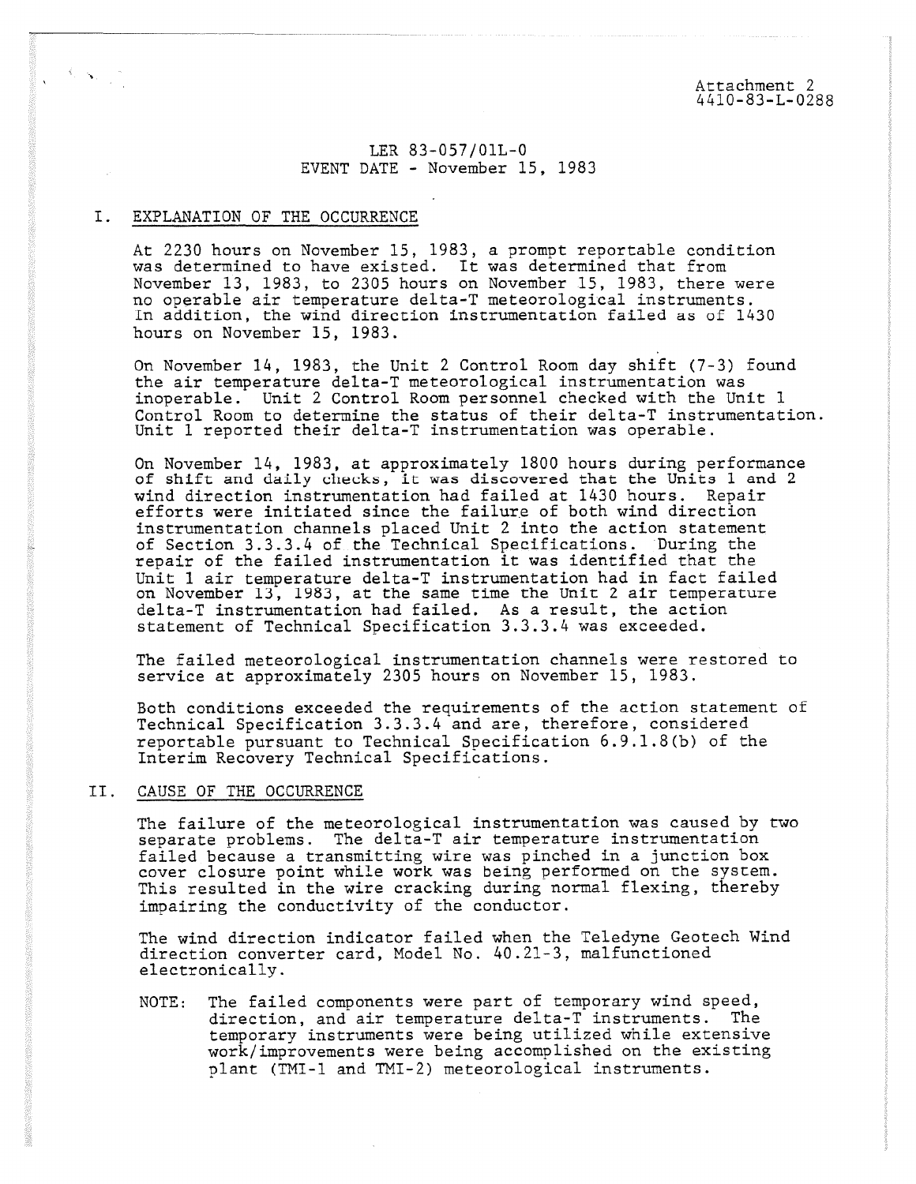Attachment 2
4410-83-L-0288

LER 83-057/01L-0
EVENT DATE - November 15, 1983

## I. EXPLANATION OF THE OCCURRENCE

At 2230 hours on November 15, 1983, a prompt reportable condition was determined to have existed. It was determined that from November 13, 1983, to 2305 hours on November 15, 1983, there were no operable air temperature delta-T meteorological instruments. In addition, the wind direction instrumentation failed as of 1430 hours on November 15, 1983.

On November 14, 1983, the Unit 2 Control Room day shift (7-3) found the air temperature delta-T meteorological instrumentation was inoperable. Unit 2 Control Room personnel checked with the Unit 1 Control Room to determine the status of their delta-T instrumentation. Unit 1 reported their delta-T instrumentation was operable.

On November 14, 1983, at approximately 1800 hours during performance of shift and daily checks, it was discovered that the Units 1 and 2 wind direction instrumentation had failed at 1430 hours. Repair efforts were initiated since the failure of both wind direction instrumentation channels placed Unit 2 into the action statement of Section 3.3.3.4 of the Technical Specifications. During the repair of the failed instrumentation it was identified that the Unit 1 air temperature delta-T instrumentation had in fact failed on November 13, 1983, at the same time the Unit 2 air temperature delta-T instrumentation had failed. As a result, the action statement of Technical Specification 3.3.3.4 was exceeded.

The failed meteorological instrumentation channels were restored to service at approximately 2305 hours on November 15, 1983.

Both conditions exceeded the requirements of the action statement of Technical Specification 3.3.3.4 and are, therefore, considered reportable pursuant to Technical Specification 6.9.1.8(b) of the Interim Recovery Technical Specifications.

## II. CAUSE OF THE OCCURRENCE

The failure of the meteorological instrumentation was caused by two separate problems. The delta-T air temperature instrumentation failed because a transmitting wire was pinched in a junction box cover closure point while work was being performed on the system. This resulted in the wire cracking during normal flexing, thereby impairing the conductivity of the conductor.

The wind direction indicator failed when the Teledyne Geotech Wind direction converter card, Model No. 40.21-3, malfunctioned electronically.

NOTE: The failed components were part of temporary wind speed, direction, and air temperature delta-T instruments. The temporary instruments were being utilized while extensive work/improvements were being accomplished on the existing plant (TMI-1 and TMI-2) meteorological instruments.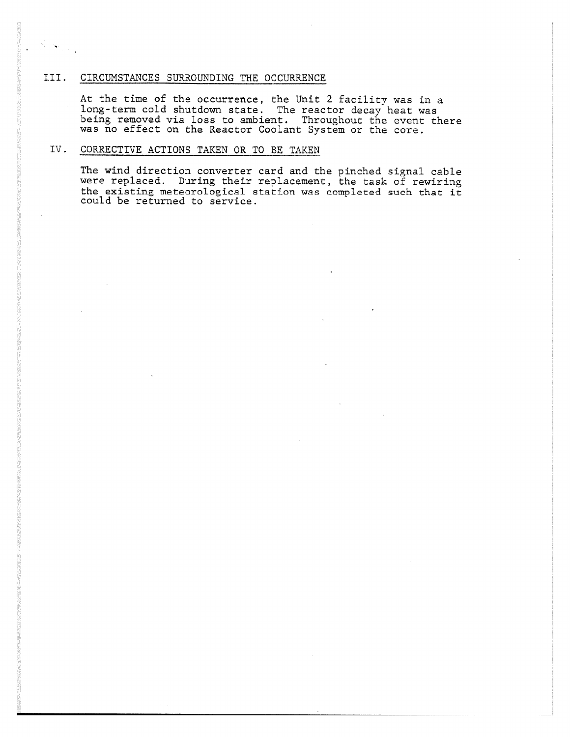## III. CIRCUMSTANCES SURROUNDING THE OCCURRENCE

At the time of the occurrence, the Unit 2 facility was in a long-term cold shutdown state. The reactor decay heat was being removed via loss to ambient. Throughout the event there was no effect on the Reactor Coolant System or the core.

## IV. CORRECTIVE ACTIONS TAKEN OR TO BE TAKEN

The wind direction converter card and the pinched signal cable were replaced. During their replacement, the task of rewiring the existing meteorological station was completed such that it could be returned to service.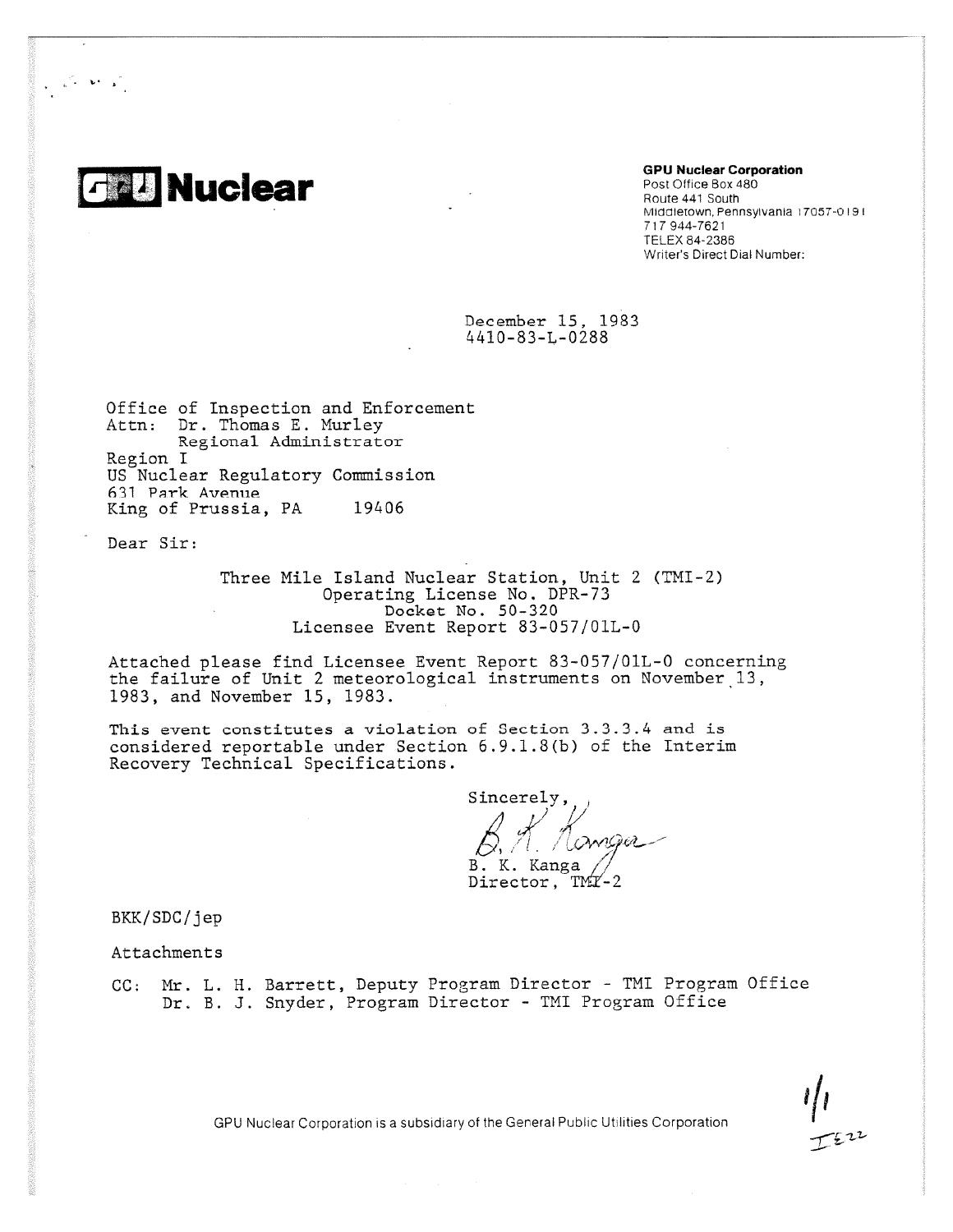**GPU Nuclear**

**GPU Nuclear Corporation**
Post Office Box 480
Route 441 South
Middletown, Pennsylvania 17057-0191
717 944-7621
TELEX 84-2386
Writer's Direct Dial Number:

December 15, 1983
4410-83-L-0288

Office of Inspection and Enforcement
Attn: Dr. Thomas E. Murley
Regional Administrator
Region I
US Nuclear Regulatory Commission
631 Park Avenue
King of Prussia, PA 19406

Dear Sir:

Three Mile Island Nuclear Station, Unit 2 (TMI-2)
Operating License No. DPR-73
Docket No. 50-320
Licensee Event Report 83-057/01L-0

Attached please find Licensee Event Report 83-057/01L-0 concerning the failure of Unit 2 meteorological instruments on November 13, 1983, and November 15, 1983.

This event constitutes a violation of Section 3.3.3.4 and is considered reportable under Section 6.9.1.8(b) of the Interim Recovery Technical Specifications.

Sincerely,

B. K. Kanga
Director, TMI-2

BKK/SDC/jep

Attachments

CC: Mr. L. H. Barrett, Deputy Program Director - TMI Program Office
Dr. B. J. Snyder, Program Director - TMI Program Office

GPU Nuclear Corporation is a subsidiary of the General Public Utilities Corporation

1/1
IE22